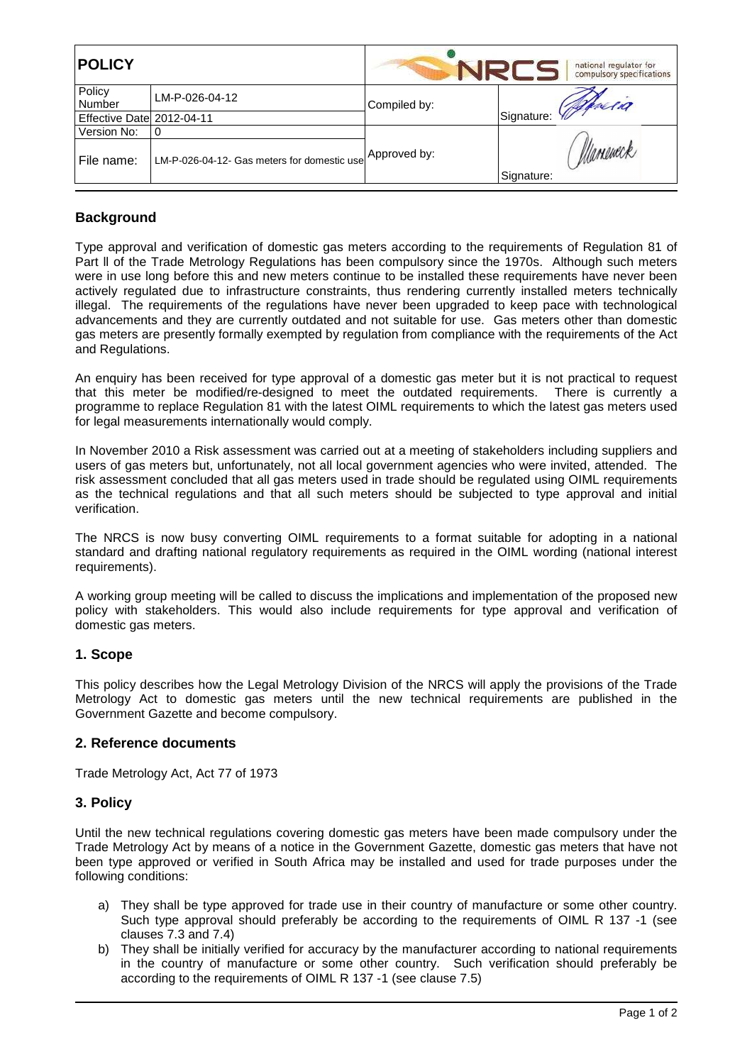| **POLICY** | | NRCS national regulator for compulsory specifications | |
|---|---|---|---|
| Policy Number | LM-P-026-04-12 | Compiled by: | Signature: |
| Effective Date | 2012-04-11 | | |
| Version No: | 0 | Approved by: | Signature: |
| File name: | LM-P-026-04-12- Gas meters for domestic use | | |

## Background

Type approval and verification of domestic gas meters according to the requirements of Regulation 81 of Part ll of the Trade Metrology Regulations has been compulsory since the 1970s. Although such meters were in use long before this and new meters continue to be installed these requirements have never been actively regulated due to infrastructure constraints, thus rendering currently installed meters technically illegal. The requirements of the regulations have never been upgraded to keep pace with technological advancements and they are currently outdated and not suitable for use. Gas meters other than domestic gas meters are presently formally exempted by regulation from compliance with the requirements of the Act and Regulations.

An enquiry has been received for type approval of a domestic gas meter but it is not practical to request that this meter be modified/re-designed to meet the outdated requirements. There is currently a programme to replace Regulation 81 with the latest OIML requirements to which the latest gas meters used for legal measurements internationally would comply.

In November 2010 a Risk assessment was carried out at a meeting of stakeholders including suppliers and users of gas meters but, unfortunately, not all local government agencies who were invited, attended. The risk assessment concluded that all gas meters used in trade should be regulated using OIML requirements as the technical regulations and that all such meters should be subjected to type approval and initial verification.

The NRCS is now busy converting OIML requirements to a format suitable for adopting in a national standard and drafting national regulatory requirements as required in the OIML wording (national interest requirements).

A working group meeting will be called to discuss the implications and implementation of the proposed new policy with stakeholders. This would also include requirements for type approval and verification of domestic gas meters.

## 1. Scope

This policy describes how the Legal Metrology Division of the NRCS will apply the provisions of the Trade Metrology Act to domestic gas meters until the new technical requirements are published in the Government Gazette and become compulsory.

## 2. Reference documents

Trade Metrology Act, Act 77 of 1973

## 3. Policy

Until the new technical regulations covering domestic gas meters have been made compulsory under the Trade Metrology Act by means of a notice in the Government Gazette, domestic gas meters that have not been type approved or verified in South Africa may be installed and used for trade purposes under the following conditions:

a) They shall be type approved for trade use in their country of manufacture or some other country. Such type approval should preferably be according to the requirements of OIML R 137 -1 (see clauses 7.3 and 7.4)

b) They shall be initially verified for accuracy by the manufacturer according to national requirements in the country of manufacture or some other country. Such verification should preferably be according to the requirements of OIML R 137 -1 (see clause 7.5)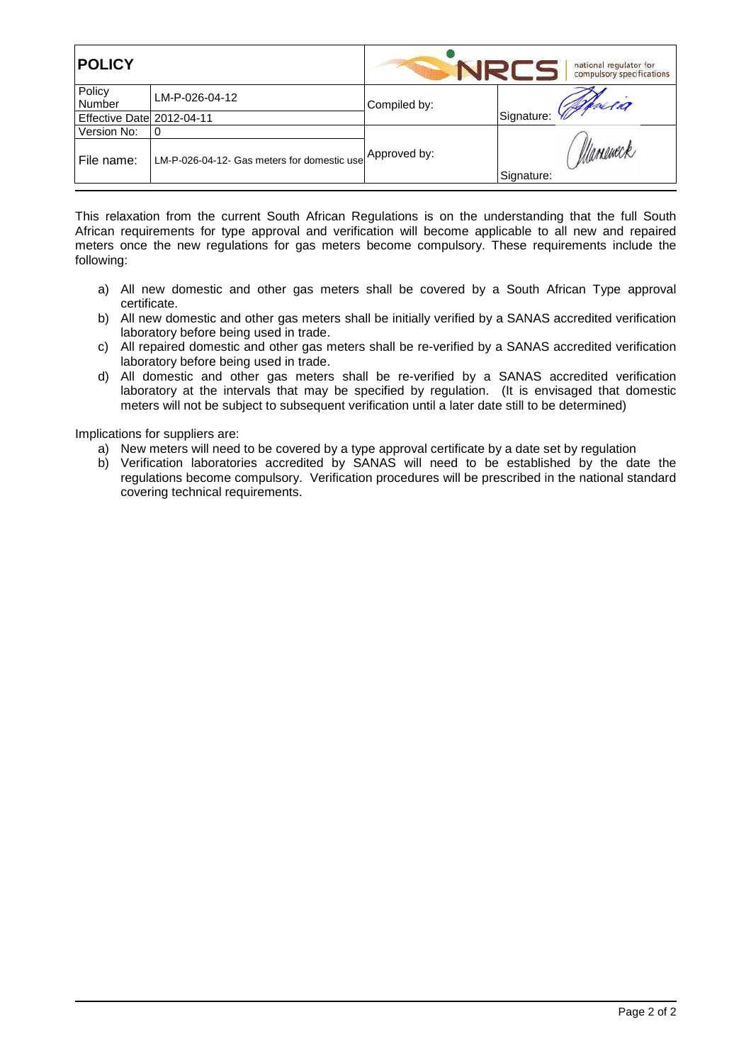| **POLICY** | | NRCS national regulator for compulsory specifications | |
|---|---|---|---|
| Policy Number | LM-P-026-04-12 | Compiled by: | Signature: |
| Effective Date | 2012-04-11 | | |
| Version No: | 0 | Approved by: | Signature: |
| File name: | LM-P-026-04-12- Gas meters for domestic use | | |

This relaxation from the current South African Regulations is on the understanding that the full South African requirements for type approval and verification will become applicable to all new and repaired meters once the new regulations for gas meters become compulsory. These requirements include the following:

a) All new domestic and other gas meters shall be covered by a South African Type approval certificate.
b) All new domestic and other gas meters shall be initially verified by a SANAS accredited verification laboratory before being used in trade.
c) All repaired domestic and other gas meters shall be re-verified by a SANAS accredited verification laboratory before being used in trade.
d) All domestic and other gas meters shall be re-verified by a SANAS accredited verification laboratory at the intervals that may be specified by regulation. (It is envisaged that domestic meters will not be subject to subsequent verification until a later date still to be determined)

Implications for suppliers are:

a) New meters will need to be covered by a type approval certificate by a date set by regulation
b) Verification laboratories accredited by SANAS will need to be established by the date the regulations become compulsory. Verification procedures will be prescribed in the national standard covering technical requirements.